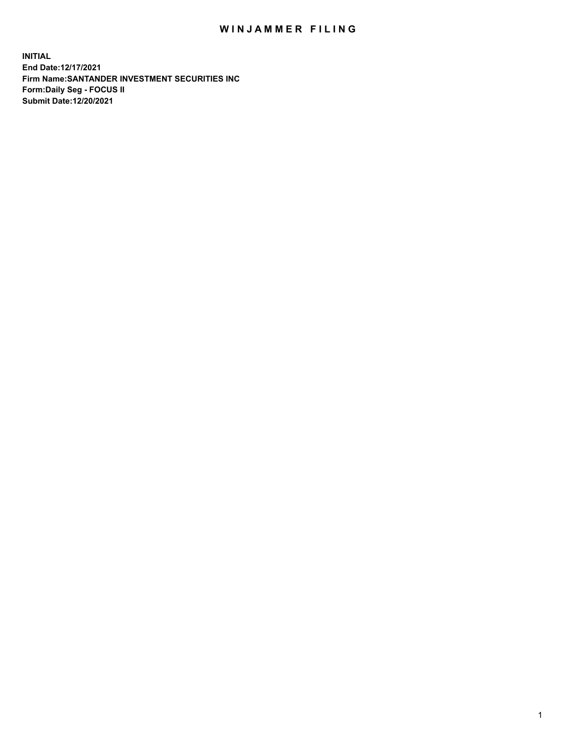# WINJAMMER FILING

**INITIAL**
**End Date:12/17/2021**
**Firm Name:SANTANDER INVESTMENT SECURITIES INC**
**Form:Daily Seg - FOCUS II**
**Submit Date:12/20/2021**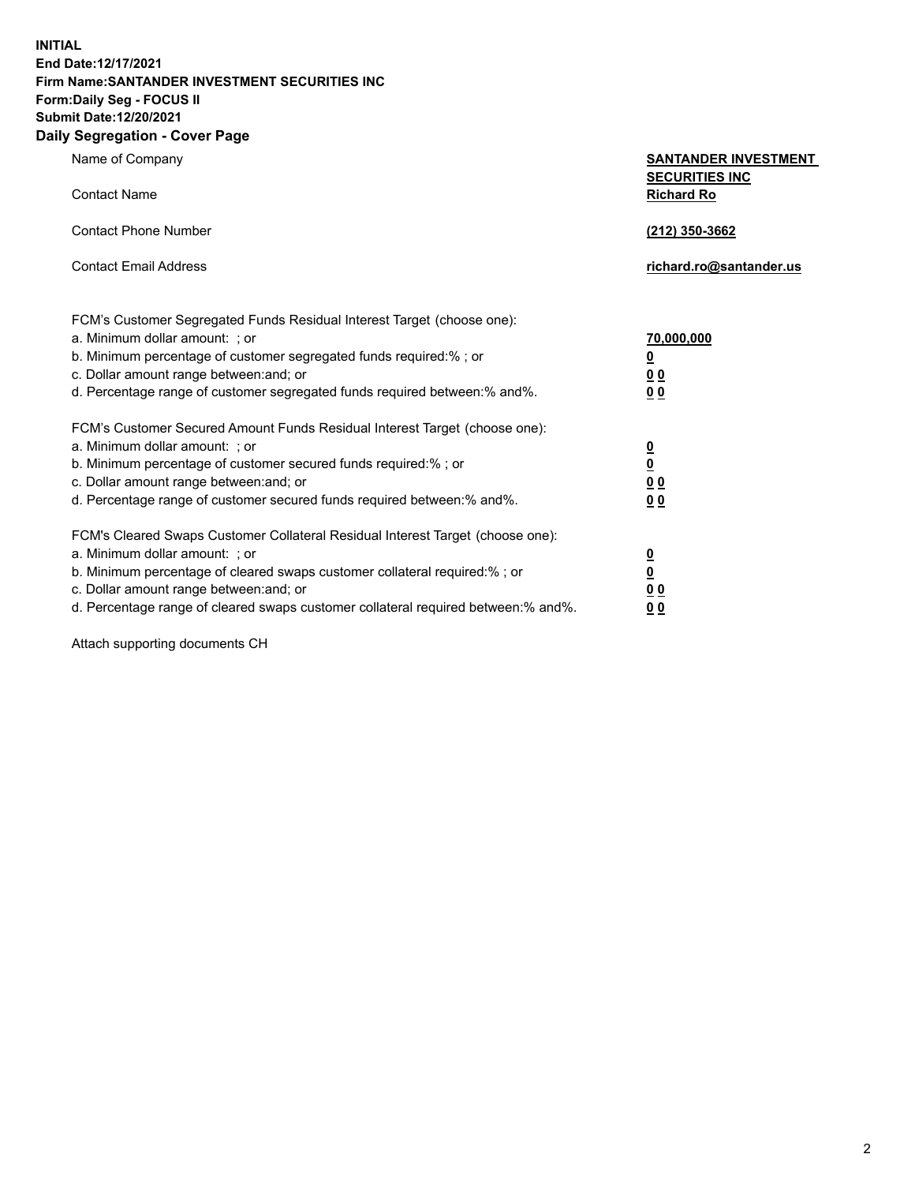**INITIAL**
**End Date:12/17/2021**
**Firm Name:SANTANDER INVESTMENT SECURITIES INC**
**Form:Daily Seg - FOCUS II**
**Submit Date:12/20/2021**

## Daily Segregation - Cover Page

| | |
|---|---|
| Name of Company | **SANTANDER INVESTMENT SECURITIES INC** |
| Contact Name | **Richard Ro** |
| Contact Phone Number | **(212) 350-3662** |
| Contact Email Address | **richard.ro@santander.us** |

FCM's Customer Segregated Funds Residual Interest Target (choose one):

| | |
|---|---|
| a. Minimum dollar amount: ; or | **70,000,000** |
| b. Minimum percentage of customer segregated funds required:% ; or | **0** |
| c. Dollar amount range between:and; or | **0 0** |
| d. Percentage range of customer segregated funds required between:% and%. | **0 0** |

FCM's Customer Secured Amount Funds Residual Interest Target (choose one):

| | |
|---|---|
| a. Minimum dollar amount: ; or | **0** |
| b. Minimum percentage of customer secured funds required:% ; or | **0** |
| c. Dollar amount range between:and; or | **0 0** |
| d. Percentage range of customer secured funds required between:% and%. | **0 0** |

FCM's Cleared Swaps Customer Collateral Residual Interest Target (choose one):

| | |
|---|---|
| a. Minimum dollar amount: ; or | **0** |
| b. Minimum percentage of cleared swaps customer collateral required:% ; or | **0** |
| c. Dollar amount range between:and; or | **0 0** |
| d. Percentage range of cleared swaps customer collateral required between:% and%. | **0 0** |

Attach supporting documents CH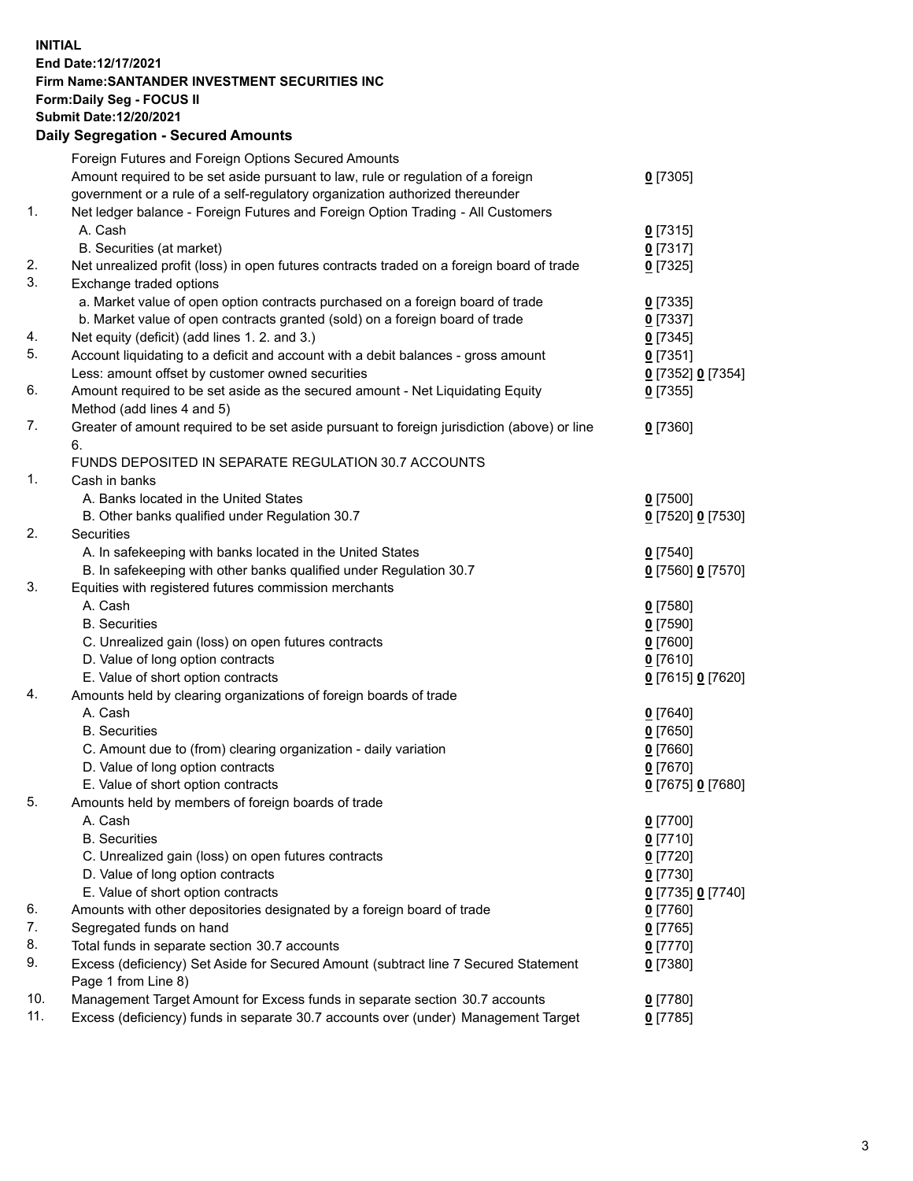**INITIAL**
**End Date:12/17/2021**
**Firm Name:SANTANDER INVESTMENT SECURITIES INC**
**Form:Daily Seg - FOCUS II**
**Submit Date:12/20/2021**

## Daily Segregation - Secured Amounts

| | | |
|---|---|---|
| | Foreign Futures and Foreign Options Secured Amounts | |
| | Amount required to be set aside pursuant to law, rule or regulation of a foreign government or a rule of a self-regulatory organization authorized thereunder | 0 [7305] |
| 1. | Net ledger balance - Foreign Futures and Foreign Option Trading - All Customers | |
| | A. Cash | 0 [7315] |
| | B. Securities (at market) | 0 [7317] |
| 2. | Net unrealized profit (loss) in open futures contracts traded on a foreign board of trade | 0 [7325] |
| 3. | Exchange traded options | |
| | a. Market value of open option contracts purchased on a foreign board of trade | 0 [7335] |
| | b. Market value of open contracts granted (sold) on a foreign board of trade | 0 [7337] |
| 4. | Net equity (deficit) (add lines 1. 2. and 3.) | 0 [7345] |
| 5. | Account liquidating to a deficit and account with a debit balances - gross amount | 0 [7351] |
| | Less: amount offset by customer owned securities | 0 [7352] 0 [7354] |
| 6. | Amount required to be set aside as the secured amount - Net Liquidating Equity Method (add lines 4 and 5) | 0 [7355] |
| 7. | Greater of amount required to be set aside pursuant to foreign jurisdiction (above) or line 6. | 0 [7360] |
| | FUNDS DEPOSITED IN SEPARATE REGULATION 30.7 ACCOUNTS | |
| 1. | Cash in banks | |
| | A. Banks located in the United States | 0 [7500] |
| | B. Other banks qualified under Regulation 30.7 | 0 [7520] 0 [7530] |
| 2. | Securities | |
| | A. In safekeeping with banks located in the United States | 0 [7540] |
| | B. In safekeeping with other banks qualified under Regulation 30.7 | 0 [7560] 0 [7570] |
| 3. | Equities with registered futures commission merchants | |
| | A. Cash | 0 [7580] |
| | B. Securities | 0 [7590] |
| | C. Unrealized gain (loss) on open futures contracts | 0 [7600] |
| | D. Value of long option contracts | 0 [7610] |
| | E. Value of short option contracts | 0 [7615] 0 [7620] |
| 4. | Amounts held by clearing organizations of foreign boards of trade | |
| | A. Cash | 0 [7640] |
| | B. Securities | 0 [7650] |
| | C. Amount due to (from) clearing organization - daily variation | 0 [7660] |
| | D. Value of long option contracts | 0 [7670] |
| | E. Value of short option contracts | 0 [7675] 0 [7680] |
| 5. | Amounts held by members of foreign boards of trade | |
| | A. Cash | 0 [7700] |
| | B. Securities | 0 [7710] |
| | C. Unrealized gain (loss) on open futures contracts | 0 [7720] |
| | D. Value of long option contracts | 0 [7730] |
| | E. Value of short option contracts | 0 [7735] 0 [7740] |
| 6. | Amounts with other depositories designated by a foreign board of trade | 0 [7760] |
| 7. | Segregated funds on hand | 0 [7765] |
| 8. | Total funds in separate section 30.7 accounts | 0 [7770] |
| 9. | Excess (deficiency) Set Aside for Secured Amount (subtract line 7 Secured Statement Page 1 from Line 8) | 0 [7380] |
| 10. | Management Target Amount for Excess funds in separate section 30.7 accounts | 0 [7780] |
| 11. | Excess (deficiency) funds in separate 30.7 accounts over (under) Management Target | 0 [7785] |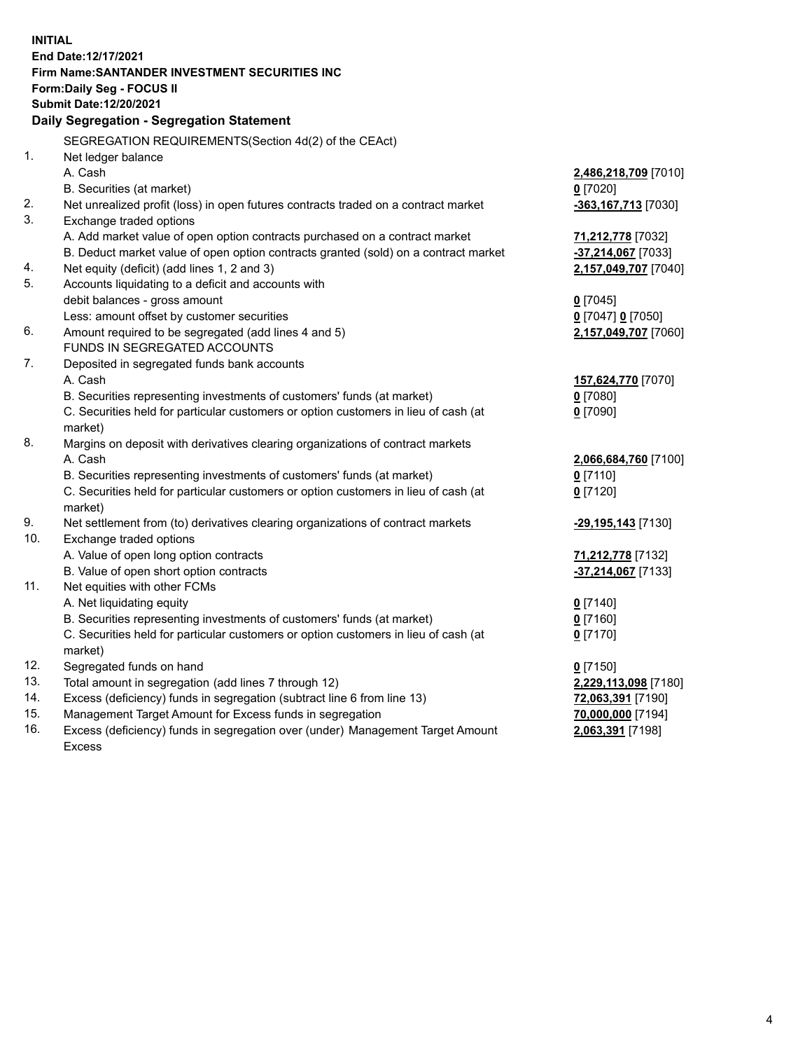**INITIAL**
**End Date:12/17/2021**
**Firm Name:SANTANDER INVESTMENT SECURITIES INC**
**Form:Daily Seg - FOCUS II**
**Submit Date:12/20/2021**

## Daily Segregation - Segregation Statement

| | | |
|---|---|---|
| | SEGREGATION REQUIREMENTS(Section 4d(2) of the CEAct) | |
| 1. | Net ledger balance | |
| | A. Cash | **2,486,218,709** [7010] |
| | B. Securities (at market) | **0** [7020] |
| 2. | Net unrealized profit (loss) in open futures contracts traded on a contract market | **-363,167,713** [7030] |
| 3. | Exchange traded options | |
| | A. Add market value of open option contracts purchased on a contract market | **71,212,778** [7032] |
| | B. Deduct market value of open option contracts granted (sold) on a contract market | **-37,214,067** [7033] |
| 4. | Net equity (deficit) (add lines 1, 2 and 3) | **2,157,049,707** [7040] |
| 5. | Accounts liquidating to a deficit and accounts with debit balances - gross amount | **0** [7045] |
| | Less: amount offset by customer securities | **0** [7047] **0** [7050] |
| 6. | Amount required to be segregated (add lines 4 and 5) | **2,157,049,707** [7060] |
| | FUNDS IN SEGREGATED ACCOUNTS | |
| 7. | Deposited in segregated funds bank accounts | |
| | A. Cash | **157,624,770** [7070] |
| | B. Securities representing investments of customers' funds (at market) | **0** [7080] |
| | C. Securities held for particular customers or option customers in lieu of cash (at market) | **0** [7090] |
| 8. | Margins on deposit with derivatives clearing organizations of contract markets | |
| | A. Cash | **2,066,684,760** [7100] |
| | B. Securities representing investments of customers' funds (at market) | **0** [7110] |
| | C. Securities held for particular customers or option customers in lieu of cash (at market) | **0** [7120] |
| 9. | Net settlement from (to) derivatives clearing organizations of contract markets | **-29,195,143** [7130] |
| 10. | Exchange traded options | |
| | A. Value of open long option contracts | **71,212,778** [7132] |
| | B. Value of open short option contracts | **-37,214,067** [7133] |
| 11. | Net equities with other FCMs | |
| | A. Net liquidating equity | **0** [7140] |
| | B. Securities representing investments of customers' funds (at market) | **0** [7160] |
| | C. Securities held for particular customers or option customers in lieu of cash (at market) | **0** [7170] |
| 12. | Segregated funds on hand | **0** [7150] |
| 13. | Total amount in segregation (add lines 7 through 12) | **2,229,113,098** [7180] |
| 14. | Excess (deficiency) funds in segregation (subtract line 6 from line 13) | **72,063,391** [7190] |
| 15. | Management Target Amount for Excess funds in segregation | **70,000,000** [7194] |
| 16. | Excess (deficiency) funds in segregation over (under) Management Target Amount Excess | **2,063,391** [7198] |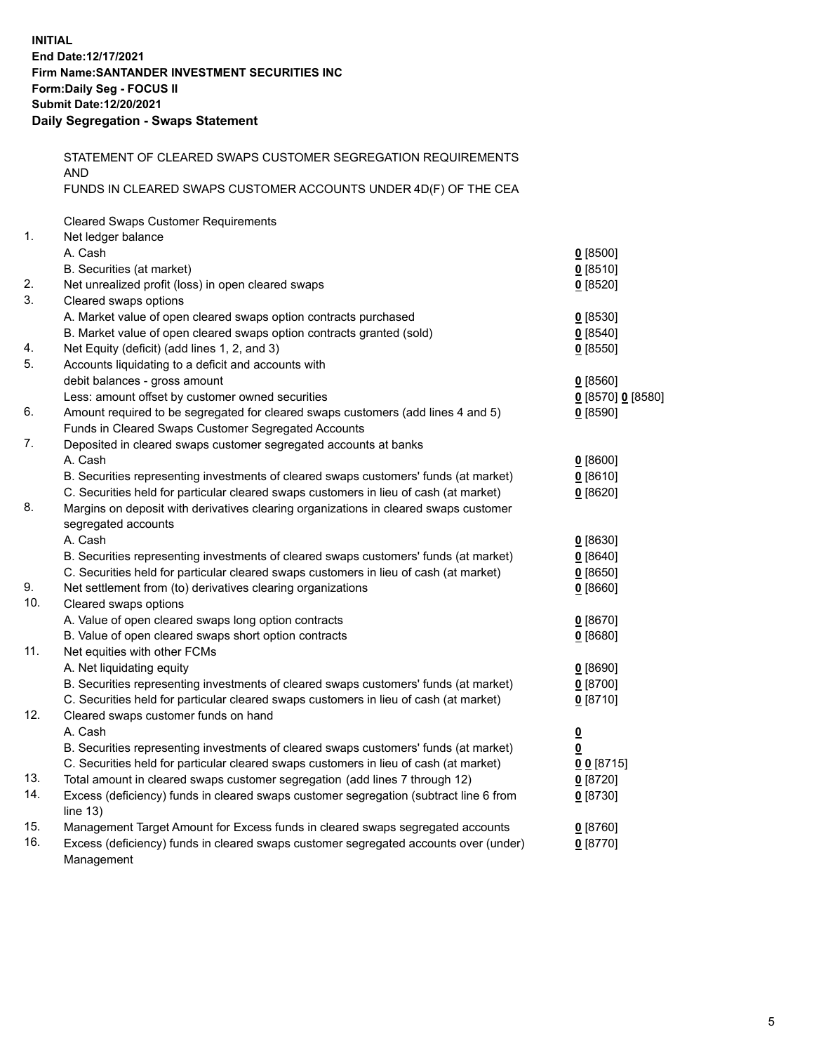**INITIAL**
**End Date:12/17/2021**
**Firm Name:SANTANDER INVESTMENT SECURITIES INC**
**Form:Daily Seg - FOCUS II**
**Submit Date:12/20/2021**
**Daily Segregation - Swaps Statement**

STATEMENT OF CLEARED SWAPS CUSTOMER SEGREGATION REQUIREMENTS
AND
FUNDS IN CLEARED SWAPS CUSTOMER ACCOUNTS UNDER 4D(F) OF THE CEA

| | | |
|---|---|---|
| | Cleared Swaps Customer Requirements | |
| 1. | Net ledger balance | |
| | A. Cash | 0 [8500] |
| | B. Securities (at market) | 0 [8510] |
| 2. | Net unrealized profit (loss) in open cleared swaps | 0 [8520] |
| 3. | Cleared swaps options | |
| | A. Market value of open cleared swaps option contracts purchased | 0 [8530] |
| | B. Market value of open cleared swaps option contracts granted (sold) | 0 [8540] |
| 4. | Net Equity (deficit) (add lines 1, 2, and 3) | 0 [8550] |
| 5. | Accounts liquidating to a deficit and accounts with | |
| | debit balances - gross amount | 0 [8560] |
| | Less: amount offset by customer owned securities | 0 [8570] 0 [8580] |
| 6. | Amount required to be segregated for cleared swaps customers (add lines 4 and 5) | 0 [8590] |
| | Funds in Cleared Swaps Customer Segregated Accounts | |
| 7. | Deposited in cleared swaps customer segregated accounts at banks | |
| | A. Cash | 0 [8600] |
| | B. Securities representing investments of cleared swaps customers' funds (at market) | 0 [8610] |
| | C. Securities held for particular cleared swaps customers in lieu of cash (at market) | 0 [8620] |
| 8. | Margins on deposit with derivatives clearing organizations in cleared swaps customer segregated accounts | |
| | A. Cash | 0 [8630] |
| | B. Securities representing investments of cleared swaps customers' funds (at market) | 0 [8640] |
| | C. Securities held for particular cleared swaps customers in lieu of cash (at market) | 0 [8650] |
| 9. | Net settlement from (to) derivatives clearing organizations | 0 [8660] |
| 10. | Cleared swaps options | |
| | A. Value of open cleared swaps long option contracts | 0 [8670] |
| | B. Value of open cleared swaps short option contracts | 0 [8680] |
| 11. | Net equities with other FCMs | |
| | A. Net liquidating equity | 0 [8690] |
| | B. Securities representing investments of cleared swaps customers' funds (at market) | 0 [8700] |
| | C. Securities held for particular cleared swaps customers in lieu of cash (at market) | 0 [8710] |
| 12. | Cleared swaps customer funds on hand | |
| | A. Cash | 0 |
| | B. Securities representing investments of cleared swaps customers' funds (at market) | 0 |
| | C. Securities held for particular cleared swaps customers in lieu of cash (at market) | 0 0 [8715] |
| 13. | Total amount in cleared swaps customer segregation (add lines 7 through 12) | 0 [8720] |
| 14. | Excess (deficiency) funds in cleared swaps customer segregation (subtract line 6 from line 13) | 0 [8730] |
| 15. | Management Target Amount for Excess funds in cleared swaps segregated accounts | 0 [8760] |
| 16. | Excess (deficiency) funds in cleared swaps customer segregated accounts over (under) Management | 0 [8770] |